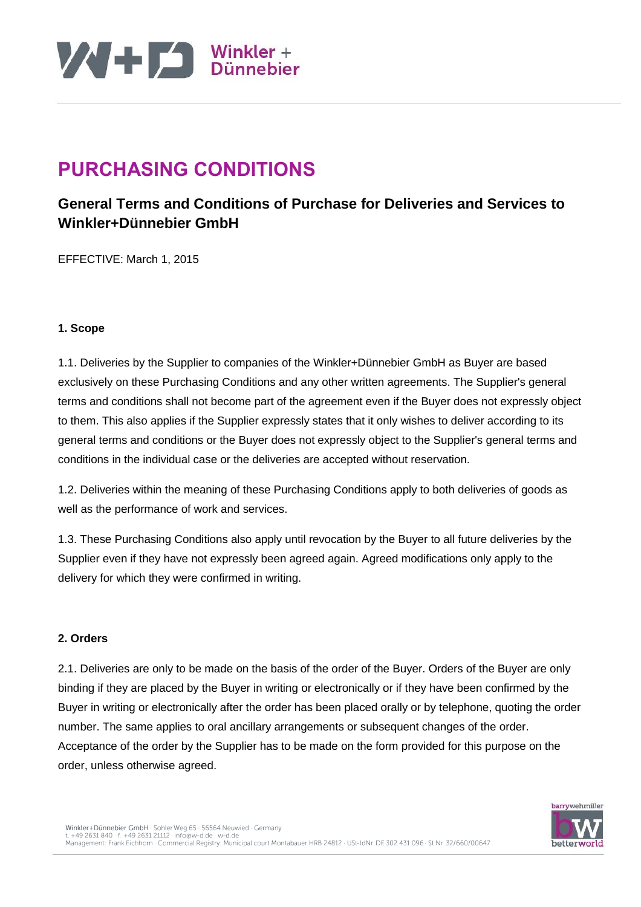# PURCHASING CONDITIONS

## General Terms and Conditions of Purchase for Deliveries and Services to Winkler+Dünnebier GmbH

EFFECTIVE: March 1, 2015

### 1. Scope

1.1. Deliveries by the Supplier to companies of the Winkler+Dünnebier GmbH as Buyer are based exclusively on these Purchasing Conditions and any other written agreements. The Supplier's general terms and conditions shall not become part of the agreement even if the Buyer does not expressly object to them. This also applies if the Supplier expressly states that it only wishes to deliver according to its general terms and conditions or the Buyer does not expressly object to the Supplier's general terms and conditions in the individual case or the deliveries are accepted without reservation.

1.2. Deliveries within the meaning of these Purchasing Conditions apply to both deliveries of goods as well as the performance of work and services.

1.3. These Purchasing Conditions also apply until revocation by the Buyer to all future deliveries by the Supplier even if they have not expressly been agreed again. Agreed modifications only apply to the delivery for which they were confirmed in writing.

### 2. Orders

2.1. Deliveries are only to be made on the basis of the order of the Buyer. Orders of the Buyer are only binding if they are placed by the Buyer in writing or electronically or if they have been confirmed by the Buyer in writing or electronically after the order has been placed orally or by telephone, quoting the order number. The same applies to oral ancillary arrangements or subsequent changes of the order. Acceptance of the order by the Supplier has to be made on the form provided for this purpose on the order, unless otherwise agreed.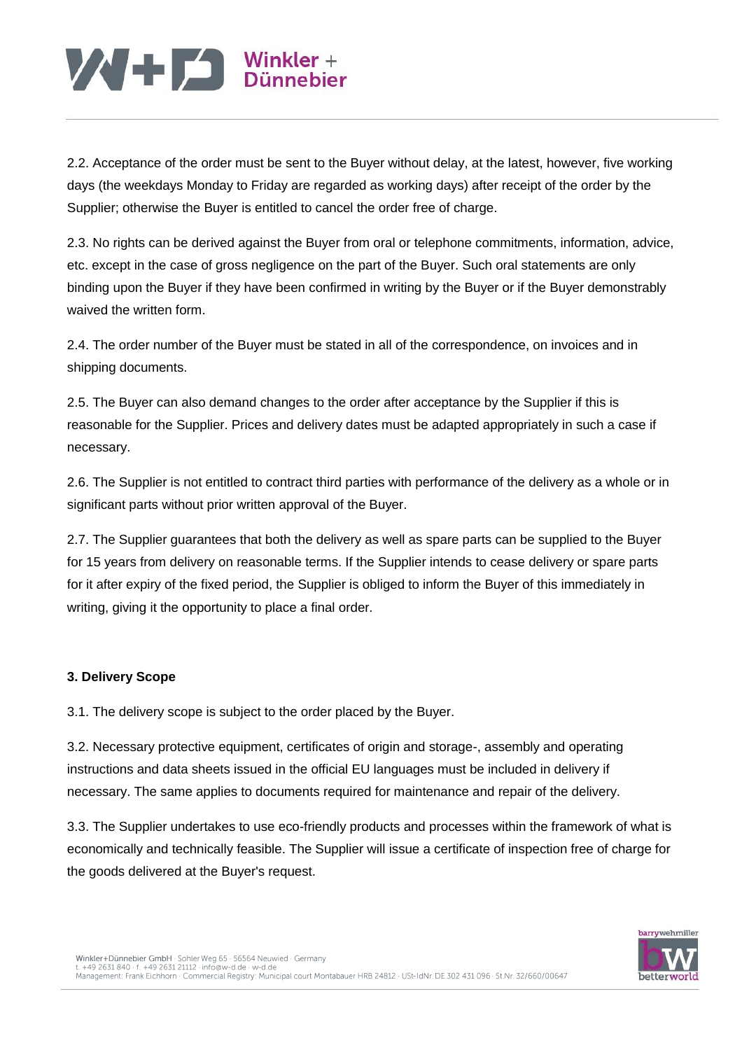2.2. Acceptance of the order must be sent to the Buyer without delay, at the latest, however, five working days (the weekdays Monday to Friday are regarded as working days) after receipt of the order by the Supplier; otherwise the Buyer is entitled to cancel the order free of charge.

2.3. No rights can be derived against the Buyer from oral or telephone commitments, information, advice, etc. except in the case of gross negligence on the part of the Buyer. Such oral statements are only binding upon the Buyer if they have been confirmed in writing by the Buyer or if the Buyer demonstrably waived the written form.

2.4. The order number of the Buyer must be stated in all of the correspondence, on invoices and in shipping documents.

2.5. The Buyer can also demand changes to the order after acceptance by the Supplier if this is reasonable for the Supplier. Prices and delivery dates must be adapted appropriately in such a case if necessary.

2.6. The Supplier is not entitled to contract third parties with performance of the delivery as a whole or in significant parts without prior written approval of the Buyer.

2.7. The Supplier guarantees that both the delivery as well as spare parts can be supplied to the Buyer for 15 years from delivery on reasonable terms. If the Supplier intends to cease delivery or spare parts for it after expiry of the fixed period, the Supplier is obliged to inform the Buyer of this immediately in writing, giving it the opportunity to place a final order.

### 3. Delivery Scope

3.1. The delivery scope is subject to the order placed by the Buyer.

3.2. Necessary protective equipment, certificates of origin and storage-, assembly and operating instructions and data sheets issued in the official EU languages must be included in delivery if necessary. The same applies to documents required for maintenance and repair of the delivery.

3.3. The Supplier undertakes to use eco-friendly products and processes within the framework of what is economically and technically feasible. The Supplier will issue a certificate of inspection free of charge for the goods delivered at the Buyer's request.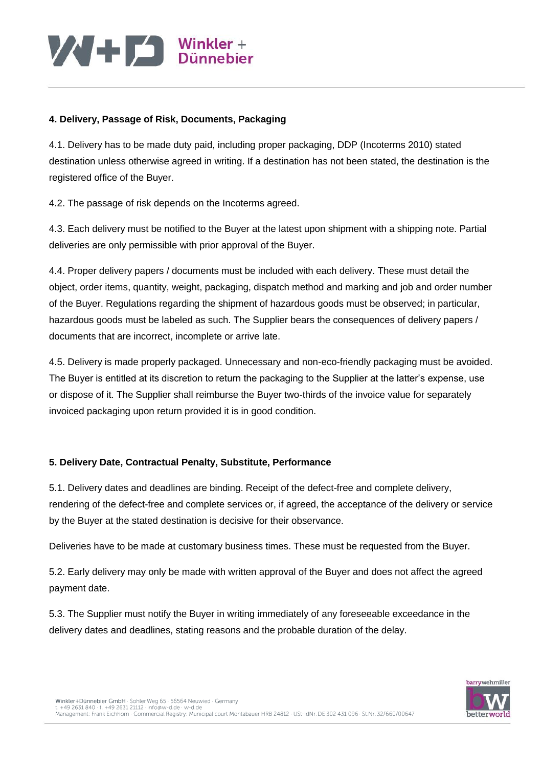## 4. Delivery, Passage of Risk, Documents, Packaging

4.1. Delivery has to be made duty paid, including proper packaging, DDP (Incoterms 2010) stated destination unless otherwise agreed in writing. If a destination has not been stated, the destination is the registered office of the Buyer.

4.2. The passage of risk depends on the Incoterms agreed.

4.3. Each delivery must be notified to the Buyer at the latest upon shipment with a shipping note. Partial deliveries are only permissible with prior approval of the Buyer.

4.4. Proper delivery papers / documents must be included with each delivery. These must detail the object, order items, quantity, weight, packaging, dispatch method and marking and job and order number of the Buyer. Regulations regarding the shipment of hazardous goods must be observed; in particular, hazardous goods must be labeled as such. The Supplier bears the consequences of delivery papers / documents that are incorrect, incomplete or arrive late.

4.5. Delivery is made properly packaged. Unnecessary and non-eco-friendly packaging must be avoided. The Buyer is entitled at its discretion to return the packaging to the Supplier at the latter's expense, use or dispose of it. The Supplier shall reimburse the Buyer two-thirds of the invoice value for separately invoiced packaging upon return provided it is in good condition.

## 5. Delivery Date, Contractual Penalty, Substitute, Performance

5.1. Delivery dates and deadlines are binding. Receipt of the defect-free and complete delivery, rendering of the defect-free and complete services or, if agreed, the acceptance of the delivery or service by the Buyer at the stated destination is decisive for their observance.

Deliveries have to be made at customary business times. These must be requested from the Buyer.

5.2. Early delivery may only be made with written approval of the Buyer and does not affect the agreed payment date.

5.3. The Supplier must notify the Buyer in writing immediately of any foreseeable exceedance in the delivery dates and deadlines, stating reasons and the probable duration of the delay.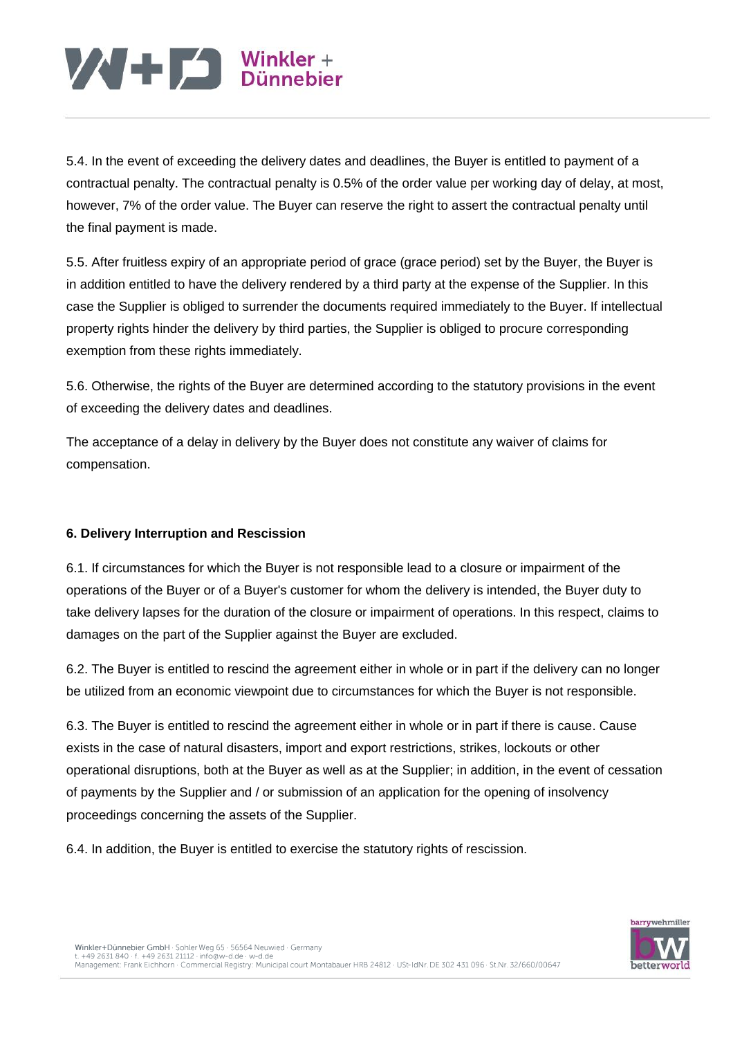5.4. In the event of exceeding the delivery dates and deadlines, the Buyer is entitled to payment of a contractual penalty. The contractual penalty is 0.5% of the order value per working day of delay, at most, however, 7% of the order value. The Buyer can reserve the right to assert the contractual penalty until the final payment is made.

5.5. After fruitless expiry of an appropriate period of grace (grace period) set by the Buyer, the Buyer is in addition entitled to have the delivery rendered by a third party at the expense of the Supplier. In this case the Supplier is obliged to surrender the documents required immediately to the Buyer. If intellectual property rights hinder the delivery by third parties, the Supplier is obliged to procure corresponding exemption from these rights immediately.

5.6. Otherwise, the rights of the Buyer are determined according to the statutory provisions in the event of exceeding the delivery dates and deadlines.

The acceptance of a delay in delivery by the Buyer does not constitute any waiver of claims for compensation.

## 6. Delivery Interruption and Rescission

6.1. If circumstances for which the Buyer is not responsible lead to a closure or impairment of the operations of the Buyer or of a Buyer's customer for whom the delivery is intended, the Buyer duty to take delivery lapses for the duration of the closure or impairment of operations. In this respect, claims to damages on the part of the Supplier against the Buyer are excluded.

6.2. The Buyer is entitled to rescind the agreement either in whole or in part if the delivery can no longer be utilized from an economic viewpoint due to circumstances for which the Buyer is not responsible.

6.3. The Buyer is entitled to rescind the agreement either in whole or in part if there is cause. Cause exists in the case of natural disasters, import and export restrictions, strikes, lockouts or other operational disruptions, both at the Buyer as well as at the Supplier; in addition, in the event of cessation of payments by the Supplier and / or submission of an application for the opening of insolvency proceedings concerning the assets of the Supplier.

6.4. In addition, the Buyer is entitled to exercise the statutory rights of rescission.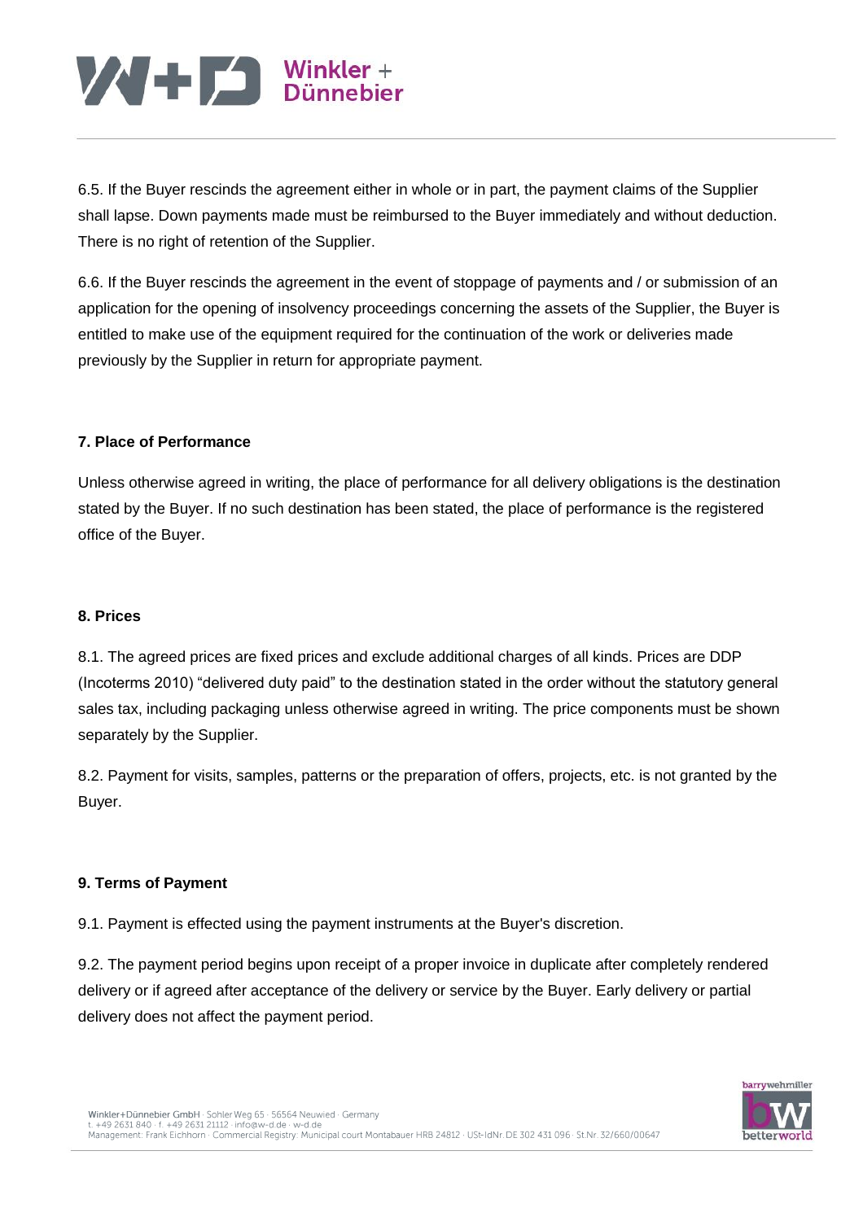6.5. If the Buyer rescinds the agreement either in whole or in part, the payment claims of the Supplier shall lapse. Down payments made must be reimbursed to the Buyer immediately and without deduction. There is no right of retention of the Supplier.

6.6. If the Buyer rescinds the agreement in the event of stoppage of payments and / or submission of an application for the opening of insolvency proceedings concerning the assets of the Supplier, the Buyer is entitled to make use of the equipment required for the continuation of the work or deliveries made previously by the Supplier in return for appropriate payment.

**7. Place of Performance**

Unless otherwise agreed in writing, the place of performance for all delivery obligations is the destination stated by the Buyer. If no such destination has been stated, the place of performance is the registered office of the Buyer.

**8. Prices**

8.1. The agreed prices are fixed prices and exclude additional charges of all kinds. Prices are DDP (Incoterms 2010) "delivered duty paid" to the destination stated in the order without the statutory general sales tax, including packaging unless otherwise agreed in writing. The price components must be shown separately by the Supplier.

8.2. Payment for visits, samples, patterns or the preparation of offers, projects, etc. is not granted by the Buyer.

**9. Terms of Payment**

9.1. Payment is effected using the payment instruments at the Buyer's discretion.

9.2. The payment period begins upon receipt of a proper invoice in duplicate after completely rendered delivery or if agreed after acceptance of the delivery or service by the Buyer. Early delivery or partial delivery does not affect the payment period.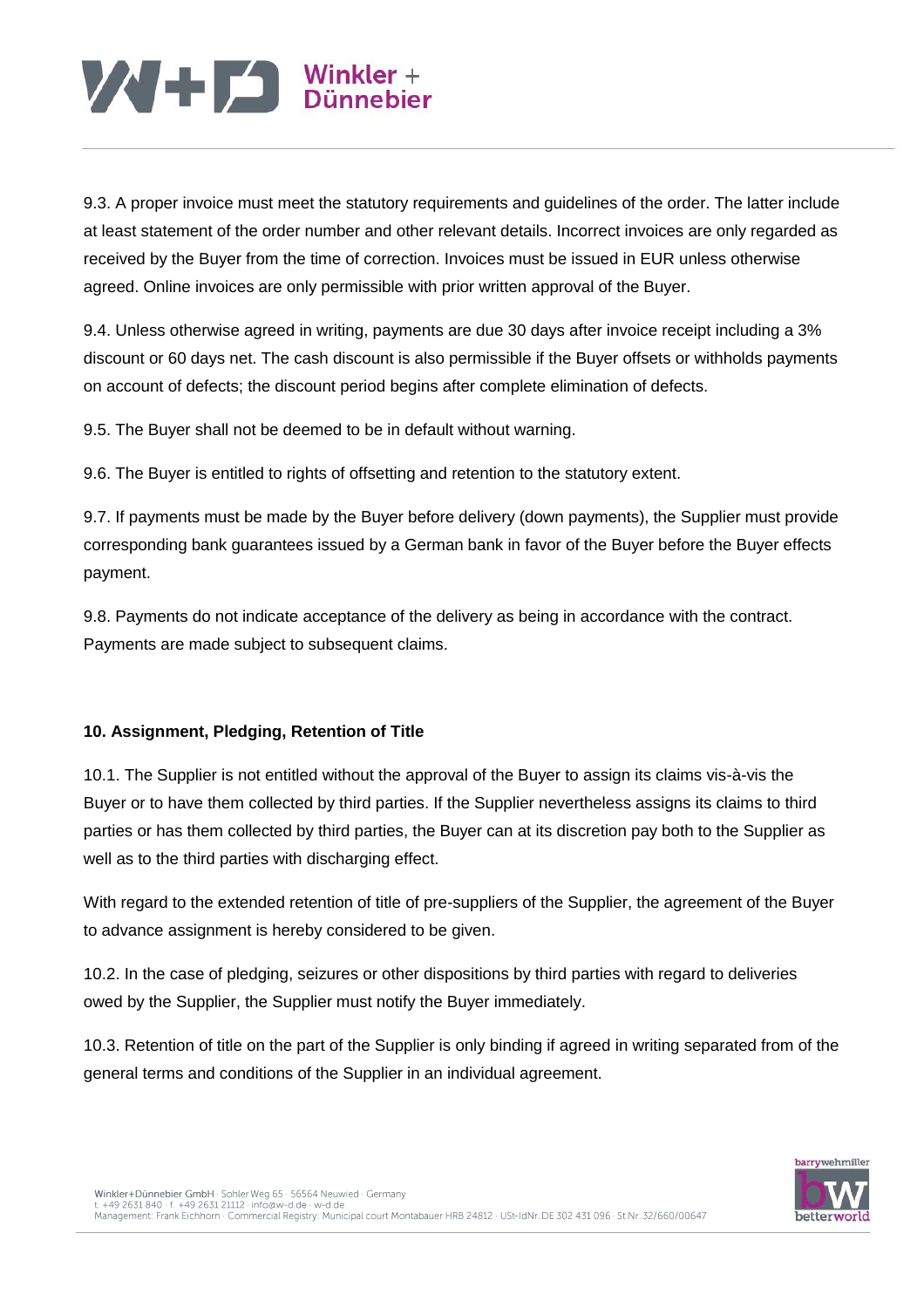9.3. A proper invoice must meet the statutory requirements and guidelines of the order. The latter include at least statement of the order number and other relevant details. Incorrect invoices are only regarded as received by the Buyer from the time of correction. Invoices must be issued in EUR unless otherwise agreed. Online invoices are only permissible with prior written approval of the Buyer.

9.4. Unless otherwise agreed in writing, payments are due 30 days after invoice receipt including a 3% discount or 60 days net. The cash discount is also permissible if the Buyer offsets or withholds payments on account of defects; the discount period begins after complete elimination of defects.

9.5. The Buyer shall not be deemed to be in default without warning.

9.6. The Buyer is entitled to rights of offsetting and retention to the statutory extent.

9.7. If payments must be made by the Buyer before delivery (down payments), the Supplier must provide corresponding bank guarantees issued by a German bank in favor of the Buyer before the Buyer effects payment.

9.8. Payments do not indicate acceptance of the delivery as being in accordance with the contract. Payments are made subject to subsequent claims.

**10. Assignment, Pledging, Retention of Title**

10.1. The Supplier is not entitled without the approval of the Buyer to assign its claims vis-à-vis the Buyer or to have them collected by third parties. If the Supplier nevertheless assigns its claims to third parties or has them collected by third parties, the Buyer can at its discretion pay both to the Supplier as well as to the third parties with discharging effect.

With regard to the extended retention of title of pre-suppliers of the Supplier, the agreement of the Buyer to advance assignment is hereby considered to be given.

10.2. In the case of pledging, seizures or other dispositions by third parties with regard to deliveries owed by the Supplier, the Supplier must notify the Buyer immediately.

10.3. Retention of title on the part of the Supplier is only binding if agreed in writing separated from of the general terms and conditions of the Supplier in an individual agreement.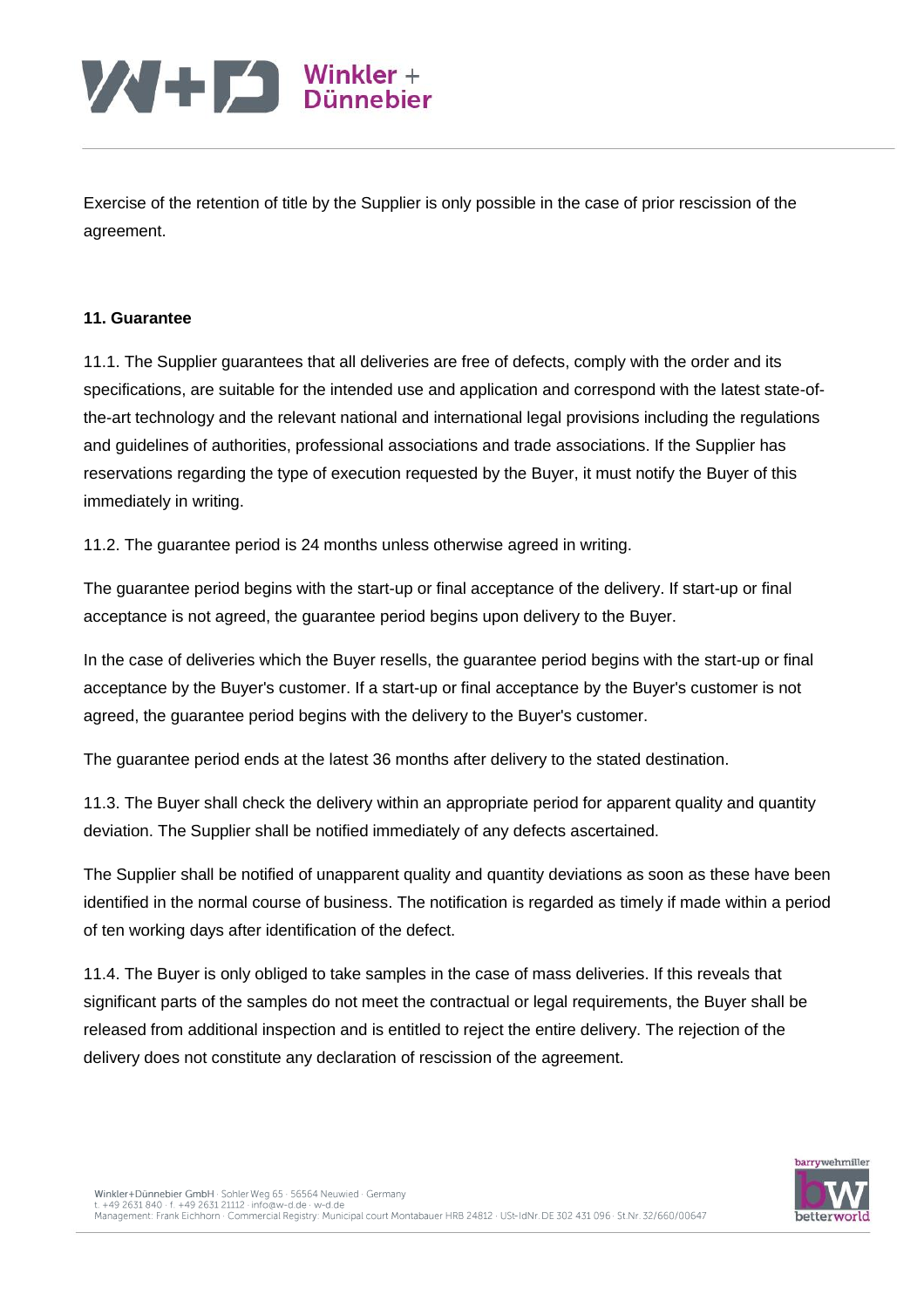Exercise of the retention of title by the Supplier is only possible in the case of prior rescission of the agreement.

**11. Guarantee**

11.1. The Supplier guarantees that all deliveries are free of defects, comply with the order and its specifications, are suitable for the intended use and application and correspond with the latest state-of-the-art technology and the relevant national and international legal provisions including the regulations and guidelines of authorities, professional associations and trade associations. If the Supplier has reservations regarding the type of execution requested by the Buyer, it must notify the Buyer of this immediately in writing.

11.2. The guarantee period is 24 months unless otherwise agreed in writing.

The guarantee period begins with the start-up or final acceptance of the delivery. If start-up or final acceptance is not agreed, the guarantee period begins upon delivery to the Buyer.

In the case of deliveries which the Buyer resells, the guarantee period begins with the start-up or final acceptance by the Buyer's customer. If a start-up or final acceptance by the Buyer's customer is not agreed, the guarantee period begins with the delivery to the Buyer's customer.

The guarantee period ends at the latest 36 months after delivery to the stated destination.

11.3. The Buyer shall check the delivery within an appropriate period for apparent quality and quantity deviation. The Supplier shall be notified immediately of any defects ascertained.

The Supplier shall be notified of unapparent quality and quantity deviations as soon as these have been identified in the normal course of business. The notification is regarded as timely if made within a period of ten working days after identification of the defect.

11.4. The Buyer is only obliged to take samples in the case of mass deliveries. If this reveals that significant parts of the samples do not meet the contractual or legal requirements, the Buyer shall be released from additional inspection and is entitled to reject the entire delivery. The rejection of the delivery does not constitute any declaration of rescission of the agreement.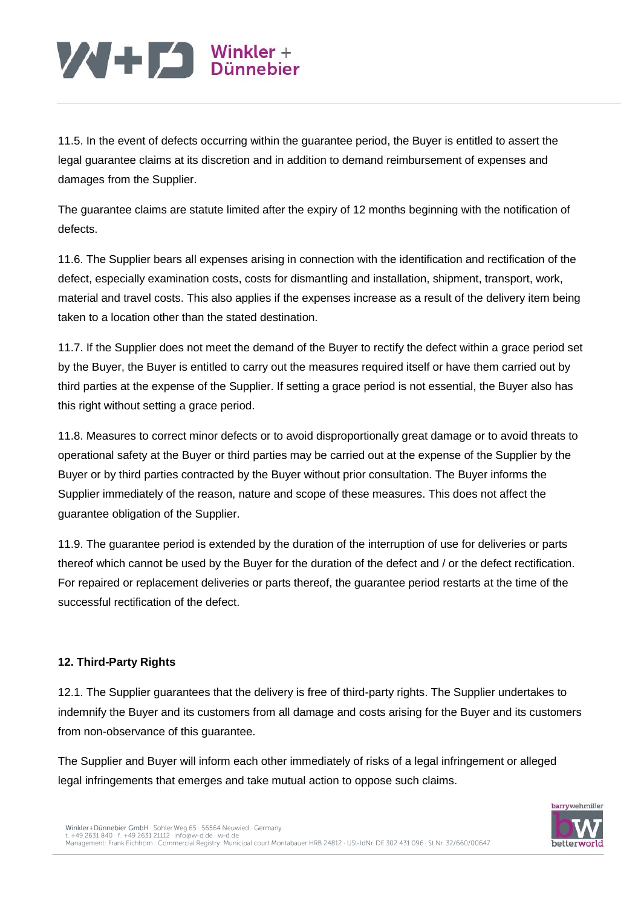11.5. In the event of defects occurring within the guarantee period, the Buyer is entitled to assert the legal guarantee claims at its discretion and in addition to demand reimbursement of expenses and damages from the Supplier.

The guarantee claims are statute limited after the expiry of 12 months beginning with the notification of defects.

11.6. The Supplier bears all expenses arising in connection with the identification and rectification of the defect, especially examination costs, costs for dismantling and installation, shipment, transport, work, material and travel costs. This also applies if the expenses increase as a result of the delivery item being taken to a location other than the stated destination.

11.7. If the Supplier does not meet the demand of the Buyer to rectify the defect within a grace period set by the Buyer, the Buyer is entitled to carry out the measures required itself or have them carried out by third parties at the expense of the Supplier. If setting a grace period is not essential, the Buyer also has this right without setting a grace period.

11.8. Measures to correct minor defects or to avoid disproportionally great damage or to avoid threats to operational safety at the Buyer or third parties may be carried out at the expense of the Supplier by the Buyer or by third parties contracted by the Buyer without prior consultation. The Buyer informs the Supplier immediately of the reason, nature and scope of these measures. This does not affect the guarantee obligation of the Supplier.

11.9. The guarantee period is extended by the duration of the interruption of use for deliveries or parts thereof which cannot be used by the Buyer for the duration of the defect and / or the defect rectification. For repaired or replacement deliveries or parts thereof, the guarantee period restarts at the time of the successful rectification of the defect.

**12. Third-Party Rights**

12.1. The Supplier guarantees that the delivery is free of third-party rights. The Supplier undertakes to indemnify the Buyer and its customers from all damage and costs arising for the Buyer and its customers from non-observance of this guarantee.

The Supplier and Buyer will inform each other immediately of risks of a legal infringement or alleged legal infringements that emerges and take mutual action to oppose such claims.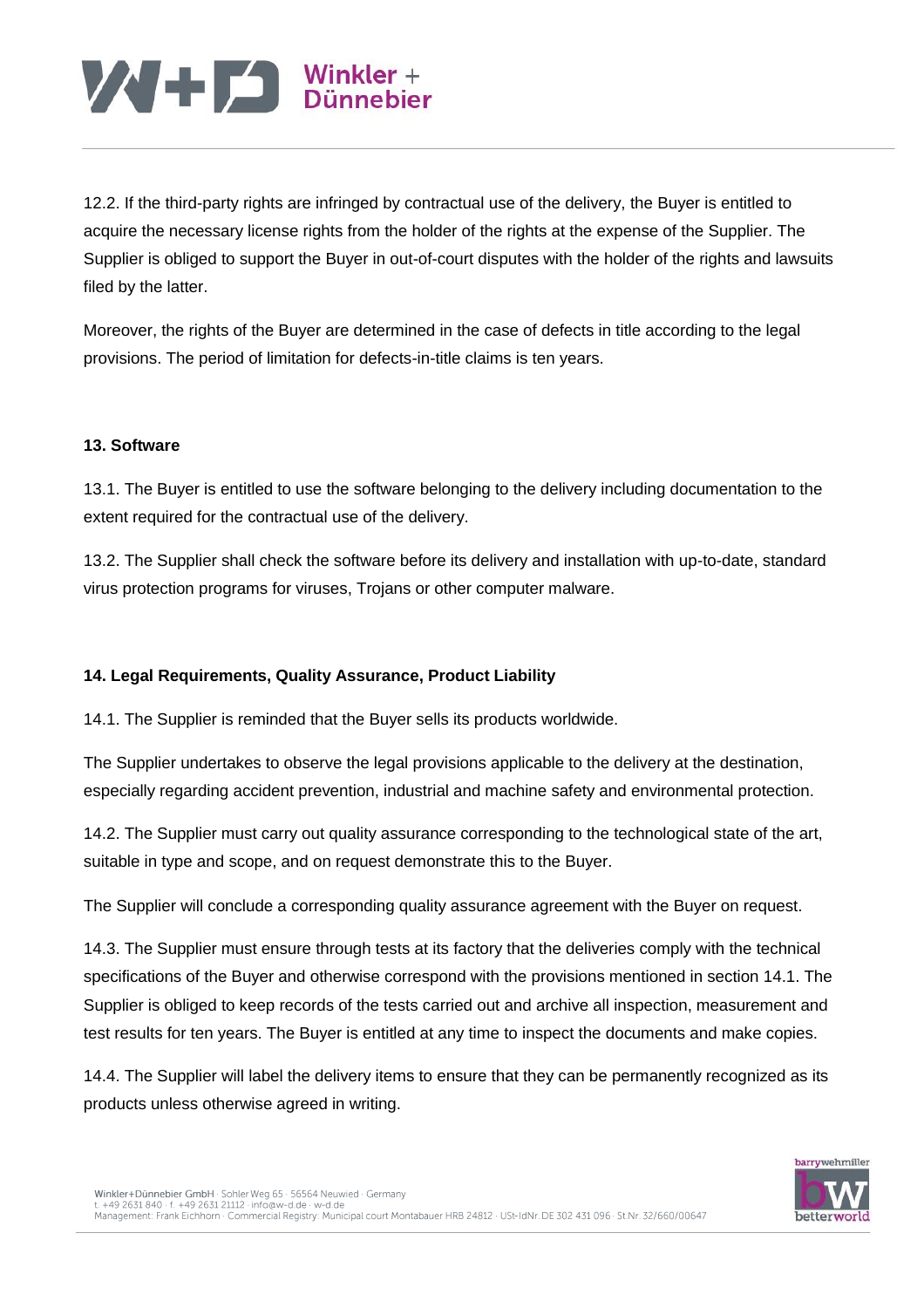12.2. If the third-party rights are infringed by contractual use of the delivery, the Buyer is entitled to acquire the necessary license rights from the holder of the rights at the expense of the Supplier. The Supplier is obliged to support the Buyer in out-of-court disputes with the holder of the rights and lawsuits filed by the latter.

Moreover, the rights of the Buyer are determined in the case of defects in title according to the legal provisions. The period of limitation for defects-in-title claims is ten years.

**13. Software**

13.1. The Buyer is entitled to use the software belonging to the delivery including documentation to the extent required for the contractual use of the delivery.

13.2. The Supplier shall check the software before its delivery and installation with up-to-date, standard virus protection programs for viruses, Trojans or other computer malware.

**14. Legal Requirements, Quality Assurance, Product Liability**

14.1. The Supplier is reminded that the Buyer sells its products worldwide.

The Supplier undertakes to observe the legal provisions applicable to the delivery at the destination, especially regarding accident prevention, industrial and machine safety and environmental protection.

14.2. The Supplier must carry out quality assurance corresponding to the technological state of the art, suitable in type and scope, and on request demonstrate this to the Buyer.

The Supplier will conclude a corresponding quality assurance agreement with the Buyer on request.

14.3. The Supplier must ensure through tests at its factory that the deliveries comply with the technical specifications of the Buyer and otherwise correspond with the provisions mentioned in section 14.1. The Supplier is obliged to keep records of the tests carried out and archive all inspection, measurement and test results for ten years. The Buyer is entitled at any time to inspect the documents and make copies.

14.4. The Supplier will label the delivery items to ensure that they can be permanently recognized as its products unless otherwise agreed in writing.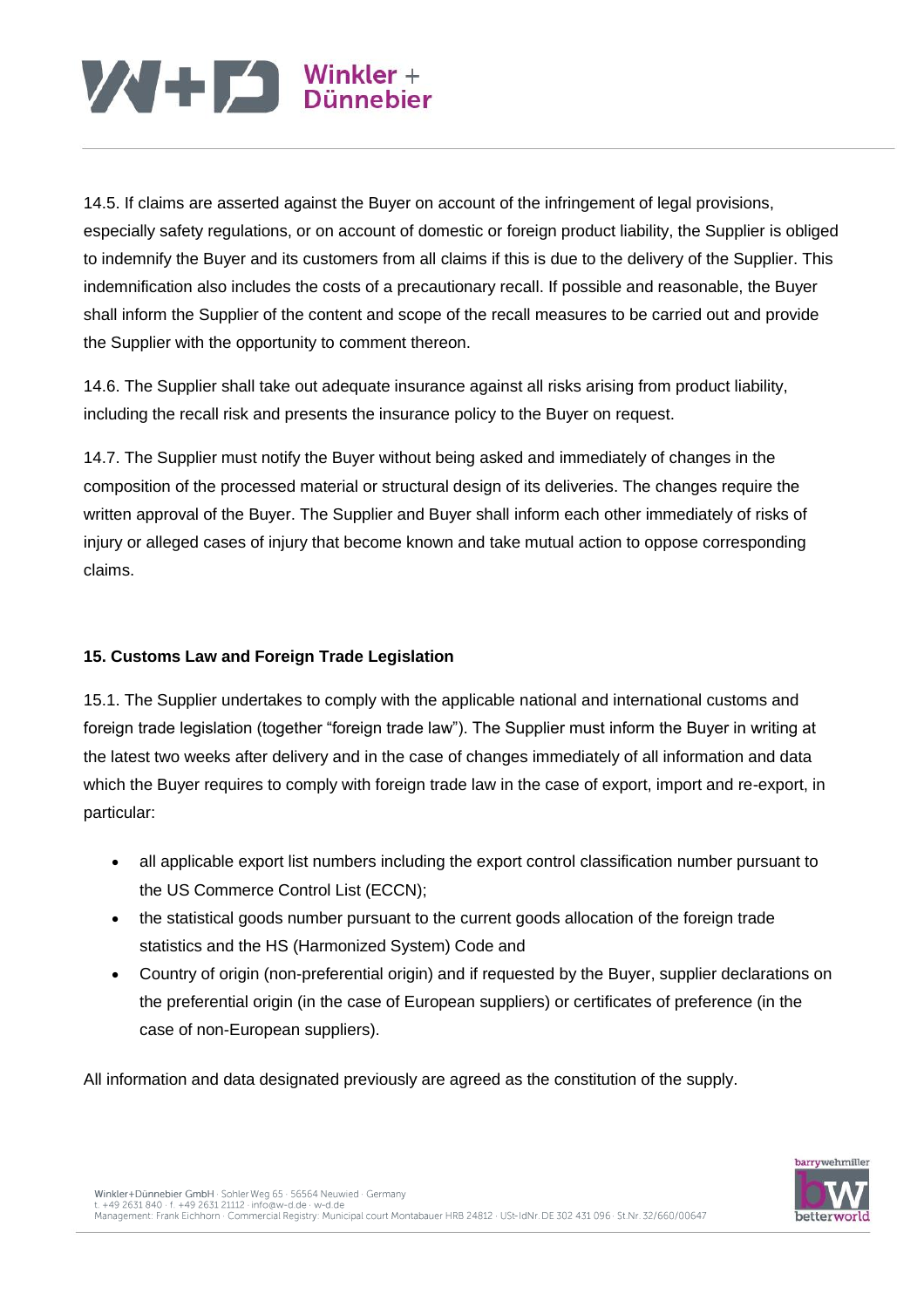14.5. If claims are asserted against the Buyer on account of the infringement of legal provisions, especially safety regulations, or on account of domestic or foreign product liability, the Supplier is obliged to indemnify the Buyer and its customers from all claims if this is due to the delivery of the Supplier. This indemnification also includes the costs of a precautionary recall. If possible and reasonable, the Buyer shall inform the Supplier of the content and scope of the recall measures to be carried out and provide the Supplier with the opportunity to comment thereon.

14.6. The Supplier shall take out adequate insurance against all risks arising from product liability, including the recall risk and presents the insurance policy to the Buyer on request.

14.7. The Supplier must notify the Buyer without being asked and immediately of changes in the composition of the processed material or structural design of its deliveries. The changes require the written approval of the Buyer. The Supplier and Buyer shall inform each other immediately of risks of injury or alleged cases of injury that become known and take mutual action to oppose corresponding claims.

**15. Customs Law and Foreign Trade Legislation**

15.1. The Supplier undertakes to comply with the applicable national and international customs and foreign trade legislation (together "foreign trade law"). The Supplier must inform the Buyer in writing at the latest two weeks after delivery and in the case of changes immediately of all information and data which the Buyer requires to comply with foreign trade law in the case of export, import and re-export, in particular:

- all applicable export list numbers including the export control classification number pursuant to the US Commerce Control List (ECCN);
- the statistical goods number pursuant to the current goods allocation of the foreign trade statistics and the HS (Harmonized System) Code and
- Country of origin (non-preferential origin) and if requested by the Buyer, supplier declarations on the preferential origin (in the case of European suppliers) or certificates of preference (in the case of non-European suppliers).

All information and data designated previously are agreed as the constitution of the supply.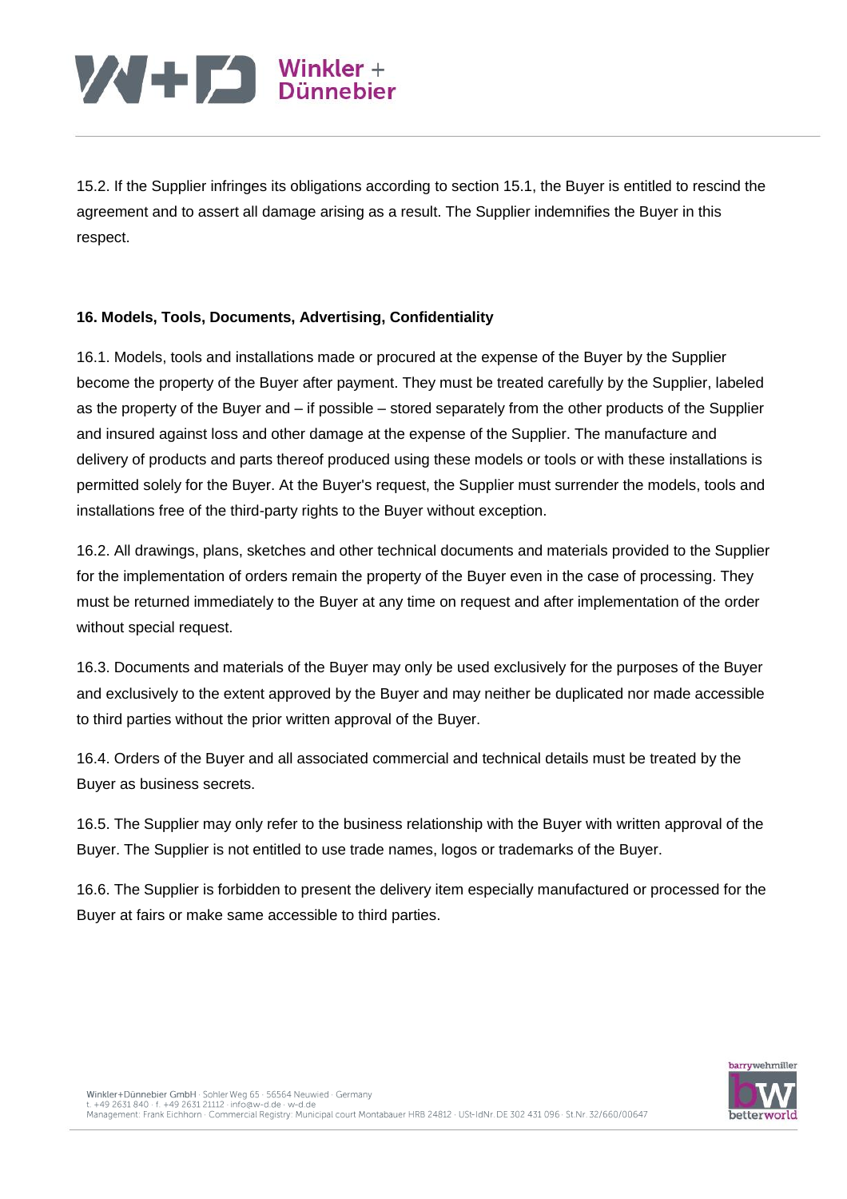15.2. If the Supplier infringes its obligations according to section 15.1, the Buyer is entitled to rescind the agreement and to assert all damage arising as a result. The Supplier indemnifies the Buyer in this respect.

**16. Models, Tools, Documents, Advertising, Confidentiality**

16.1. Models, tools and installations made or procured at the expense of the Buyer by the Supplier become the property of the Buyer after payment. They must be treated carefully by the Supplier, labeled as the property of the Buyer and – if possible – stored separately from the other products of the Supplier and insured against loss and other damage at the expense of the Supplier. The manufacture and delivery of products and parts thereof produced using these models or tools or with these installations is permitted solely for the Buyer. At the Buyer's request, the Supplier must surrender the models, tools and installations free of the third-party rights to the Buyer without exception.

16.2. All drawings, plans, sketches and other technical documents and materials provided to the Supplier for the implementation of orders remain the property of the Buyer even in the case of processing. They must be returned immediately to the Buyer at any time on request and after implementation of the order without special request.

16.3. Documents and materials of the Buyer may only be used exclusively for the purposes of the Buyer and exclusively to the extent approved by the Buyer and may neither be duplicated nor made accessible to third parties without the prior written approval of the Buyer.

16.4. Orders of the Buyer and all associated commercial and technical details must be treated by the Buyer as business secrets.

16.5. The Supplier may only refer to the business relationship with the Buyer with written approval of the Buyer. The Supplier is not entitled to use trade names, logos or trademarks of the Buyer.

16.6. The Supplier is forbidden to present the delivery item especially manufactured or processed for the Buyer at fairs or make same accessible to third parties.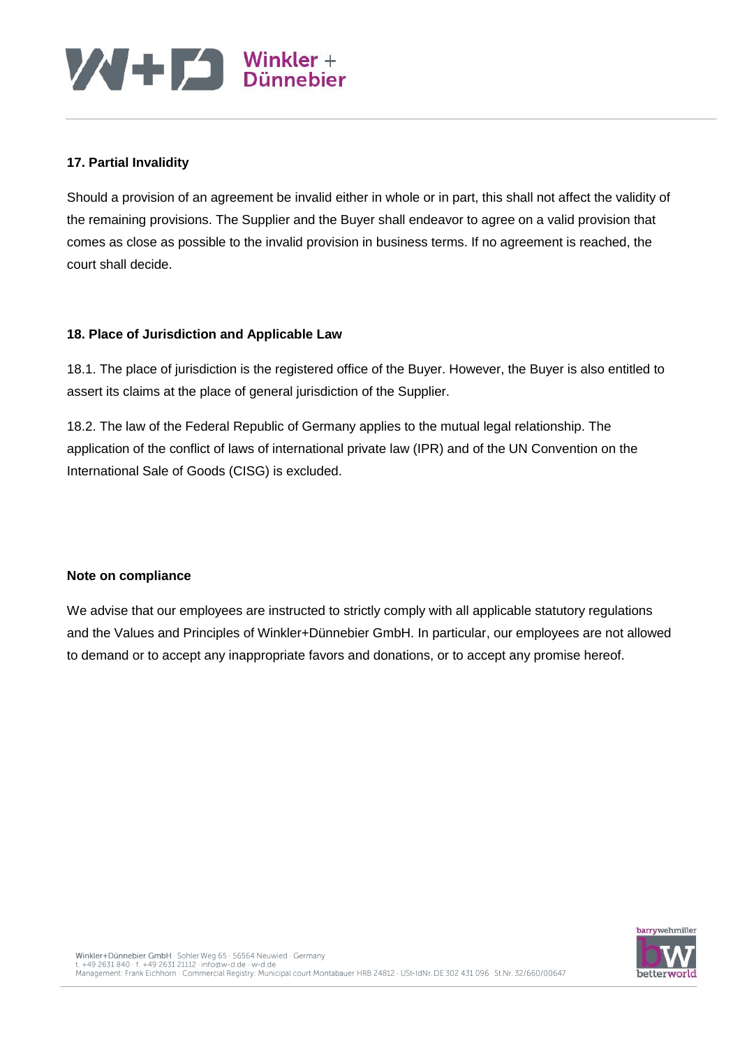## 17. Partial Invalidity

Should a provision of an agreement be invalid either in whole or in part, this shall not affect the validity of the remaining provisions. The Supplier and the Buyer shall endeavor to agree on a valid provision that comes as close as possible to the invalid provision in business terms. If no agreement is reached, the court shall decide.

## 18. Place of Jurisdiction and Applicable Law

18.1. The place of jurisdiction is the registered office of the Buyer. However, the Buyer is also entitled to assert its claims at the place of general jurisdiction of the Supplier.

18.2. The law of the Federal Republic of Germany applies to the mutual legal relationship. The application of the conflict of laws of international private law (IPR) and of the UN Convention on the International Sale of Goods (CISG) is excluded.

## Note on compliance

We advise that our employees are instructed to strictly comply with all applicable statutory regulations and the Values and Principles of Winkler+Dünnebier GmbH. In particular, our employees are not allowed to demand or to accept any inappropriate favors and donations, or to accept any promise hereof.